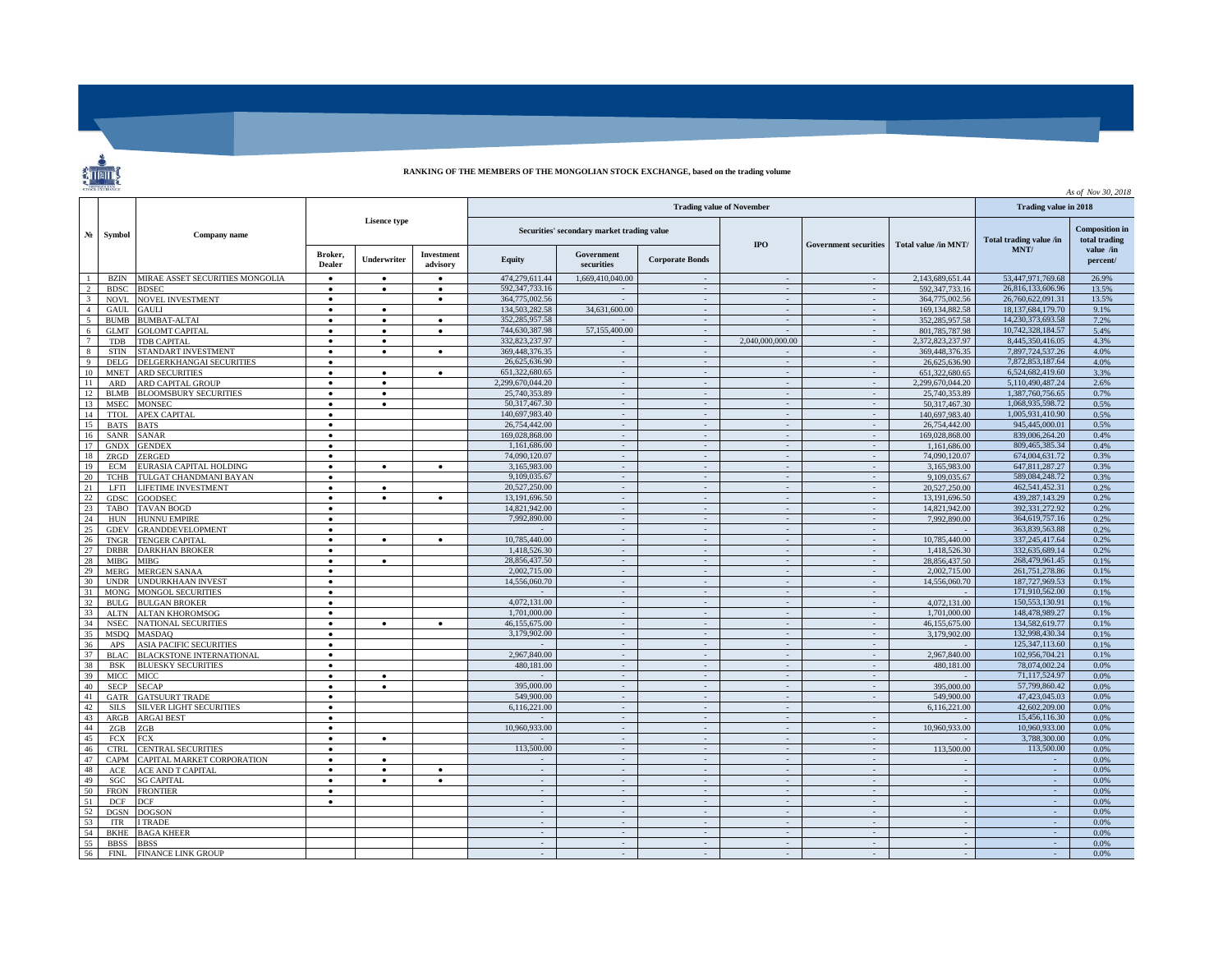**RANKING OF THE MEMBERS OF THE MONGOLIAN STOCK EXCHANGE, based on the trading volume**

*As of Nov 30, 2018*

| № | Symbol | Company name | Lisence type | | | Trading value of November | | | | | | Trading value in 2018 | |
|---|---|---|---|---|---|---|---|---|---|---|---|---|---|
| | | | | | | Securities' secondary market trading value | | | IPO | Government securities | Total value /in MNT/ | Total trading value /in MNT/ | Composition in total trading value /in percent/ |
| | | | Broker, Dealer | Underwriter | Investment advisory | Equity | Government securities | Corporate Bonds | | | | | |
| 1 | BZIN | MIRAE ASSET SECURITIES MONGOLIA | ● | ● | ● | 474,279,611.44 | 1,669,410,040.00 | - | - | - | 2,143,689,651.44 | 53,447,971,769.68 | 26.9% |
| 2 | BDSC | BDSEC | ● | ● | ● | 592,347,733.16 | - | - | - | - | 592,347,733.16 | 26,816,133,606.96 | 13.5% |
| 3 | NOVL | NOVEL INVESTMENT | ● | | ● | 364,775,002.56 | - | - | - | - | 364,775,002.56 | 26,760,622,091.31 | 13.5% |
| 4 | GAUL | GAULI | ● | ● | | 134,503,282.58 | 34,631,600.00 | - | - | - | 169,134,882.58 | 18,137,684,179.70 | 9.1% |
| 5 | BUMB | BUMBAT-ALTAI | ● | ● | ● | 352,285,957.58 | - | - | - | - | 352,285,957.58 | 14,230,373,693.58 | 7.2% |
| 6 | GLMT | GOLOMT CAPITAL | ● | ● | ● | 744,630,387.98 | 57,155,400.00 | - | - | - | 801,785,787.98 | 10,742,328,184.57 | 5.4% |
| 7 | TDB | TDB CAPITAL | ● | ● | | 332,823,237.97 | - | - | 2,040,000,000.00 | - | 2,372,823,237.97 | 8,445,350,416.05 | 4.3% |
| 8 | STIN | STANDART INVESTMENT | ● | ● | ● | 369,448,376.35 | - | - | - | - | 369,448,376.35 | 7,897,724,537.26 | 4.0% |
| 9 | DELG | DELGERKHANGAI SECURITIES | ● | | | 26,625,636.90 | - | - | - | - | 26,625,636.90 | 7,872,853,187.64 | 4.0% |
| 10 | MNET | ARD SECURITIES | ● | ● | ● | 651,322,680.65 | - | - | - | - | 651,322,680.65 | 6,524,682,419.60 | 3.3% |
| 11 | ARD | ARD CAPITAL GROUP | ● | ● | | 2,299,670,044.20 | - | - | - | - | 2,299,670,044.20 | 5,110,490,487.24 | 2.6% |
| 12 | BLMB | BLOOMSBURY SECURITIES | ● | ● | | 25,740,353.89 | - | - | - | - | 25,740,353.89 | 1,387,760,756.65 | 0.7% |
| 13 | MSEC | MONSEC | ● | ● | | 50,317,467.30 | - | - | - | - | 50,317,467.30 | 1,068,935,598.72 | 0.5% |
| 14 | TTOL | APEX CAPITAL | ● | | | 140,697,983.40 | - | - | - | - | 140,697,983.40 | 1,005,931,410.90 | 0.5% |
| 15 | BATS | BATS | ● | | | 26,754,442.00 | - | - | - | - | 26,754,442.00 | 945,445,000.01 | 0.5% |
| 16 | SANR | SANAR | ● | | | 169,028,868.00 | - | - | - | - | 169,028,868.00 | 839,006,264.20 | 0.4% |
| 17 | GNDX | GENDEX | ● | | | 1,161,686.00 | - | - | - | - | 1,161,686.00 | 809,465,385.34 | 0.4% |
| 18 | ZRGD | ZERGED | ● | | | 74,090,120.07 | - | - | - | - | 74,090,120.07 | 674,004,631.72 | 0.3% |
| 19 | ECM | EURASIA CAPITAL HOLDING | ● | ● | ● | 3,165,983.00 | - | - | - | - | 3,165,983.00 | 647,811,287.27 | 0.3% |
| 20 | TCHB | TULGAT CHANDMANI BAYAN | ● | | | 9,109,035.67 | - | - | - | - | 9,109,035.67 | 589,084,248.72 | 0.3% |
| 21 | LFTI | LIFETIME INVESTMENT | ● | ● | | 20,527,250.00 | - | - | - | - | 20,527,250.00 | 462,541,452.31 | 0.2% |
| 22 | GDSC | GOODSEC | ● | ● | ● | 13,191,696.50 | - | - | - | - | 13,191,696.50 | 439,287,143.29 | 0.2% |
| 23 | TABO | TAVAN BOGD | ● | | | 14,821,942.00 | - | - | - | - | 14,821,942.00 | 392,331,272.92 | 0.2% |
| 24 | HUN | HUNNU EMPIRE | ● | | | 7,992,890.00 | - | - | - | - | 7,992,890.00 | 364,619,757.16 | 0.2% |
| 25 | GDEV | GRANDDEVELOPMENT | ● | | | - | - | - | - | - | - | 363,839,563.88 | 0.2% |
| 26 | TNGR | TENGER CAPITAL | ● | ● | ● | 10,785,440.00 | - | - | - | - | 10,785,440.00 | 337,245,417.64 | 0.2% |
| 27 | DRBR | DARKHAN BROKER | ● | | | 1,418,526.30 | - | - | - | - | 1,418,526.30 | 332,635,689.14 | 0.2% |
| 28 | MIBG | MIBG | ● | ● | | 28,856,437.50 | - | - | - | - | 28,856,437.50 | 268,479,961.45 | 0.1% |
| 29 | MERG | MERGEN SANAA | ● | | | 2,002,715.00 | - | - | - | - | 2,002,715.00 | 261,751,278.86 | 0.1% |
| 30 | UNDR | UNDURKHAAN INVEST | ● | | | 14,556,060.70 | - | - | - | - | 14,556,060.70 | 187,727,969.53 | 0.1% |
| 31 | MONG | MONGOL SECURITIES | ● | | | - | - | - | - | - | - | 171,910,562.00 | 0.1% |
| 32 | BULG | BULGAN BROKER | ● | | | 4,072,131.00 | - | - | - | - | 4,072,131.00 | 150,553,130.91 | 0.1% |
| 33 | ALTN | ALTAN KHOROMSOG | ● | | | 1,701,000.00 | - | - | - | - | 1,701,000.00 | 148,478,989.27 | 0.1% |
| 34 | NSEC | NATIONAL SECURITIES | ● | ● | ● | 46,155,675.00 | - | - | - | - | 46,155,675.00 | 134,582,619.77 | 0.1% |
| 35 | MSDQ | MASDAQ | ● | | | 3,179,902.00 | - | - | - | - | 3,179,902.00 | 132,998,430.34 | 0.1% |
| 36 | APS | ASIA PACIFIC SECURITIES | ● | | | - | - | - | - | - | - | 125,347,113.60 | 0.1% |
| 37 | BLAC | BLACKSTONE INTERNATIONAL | ● | | | 2,967,840.00 | - | - | - | - | 2,967,840.00 | 102,956,704.21 | 0.1% |
| 38 | BSK | BLUESKY SECURITIES | ● | | | 480,181.00 | - | - | - | - | 480,181.00 | 78,074,002.24 | 0.0% |
| 39 | MICC | MICC | ● | ● | | - | - | - | - | - | - | 71,117,524.97 | 0.0% |
| 40 | SECP | SECAP | ● | ● | | 395,000.00 | - | - | - | - | 395,000.00 | 57,799,860.42 | 0.0% |
| 41 | GATR | GATSUURT TRADE | ● | | | 549,900.00 | - | - | - | - | 549,900.00 | 47,423,045.03 | 0.0% |
| 42 | SILS | SILVER LIGHT SECURITIES | ● | | | 6,116,221.00 | - | - | - | | 6,116,221.00 | 42,602,209.00 | 0.0% |
| 43 | ARGB | ARGAI BEST | ● | | | - | - | - | - | - | - | 15,456,116.30 | 0.0% |
| 44 | ZGB | ZGB | ● | | | 10,960,933.00 | - | - | - | - | 10,960,933.00 | 10,960,933.00 | 0.0% |
| 45 | FCX | FCX | ● | ● | | - | - | - | - | - | - | 3,788,300.00 | 0.0% |
| 46 | CTRL | CENTRAL SECURITIES | ● | | | 113,500.00 | - | - | - | - | 113,500.00 | 113,500.00 | 0.0% |
| 47 | CAPM | CAPITAL MARKET CORPORATION | ● | ● | | - | - | - | - | - | - | - | 0.0% |
| 48 | ACE | ACE AND T CAPITAL | ● | ● | ● | - | - | - | - | - | - | - | 0.0% |
| 49 | SGC | SG CAPITAL | ● | ● | ● | - | - | - | - | - | - | - | 0.0% |
| 50 | FRON | FRONTIER | ● | | | - | - | - | - | - | - | - | 0.0% |
| 51 | DCF | DCF | ● | | | - | - | - | - | - | - | - | 0.0% |
| 52 | DGSN | DOGSON | | | | - | - | - | - | - | - | - | 0.0% |
| 53 | ITR | I TRADE | | | | - | - | - | - | - | - | - | 0.0% |
| 54 | BKHE | BAGA KHEER | | | | - | - | - | - | - | - | - | 0.0% |
| 55 | BBSS | BBSS | | | | - | - | - | - | - | - | - | 0.0% |
| 56 | FINL | FINANCE LINK GROUP | | | | - | - | - | - | - | - | - | 0.0% |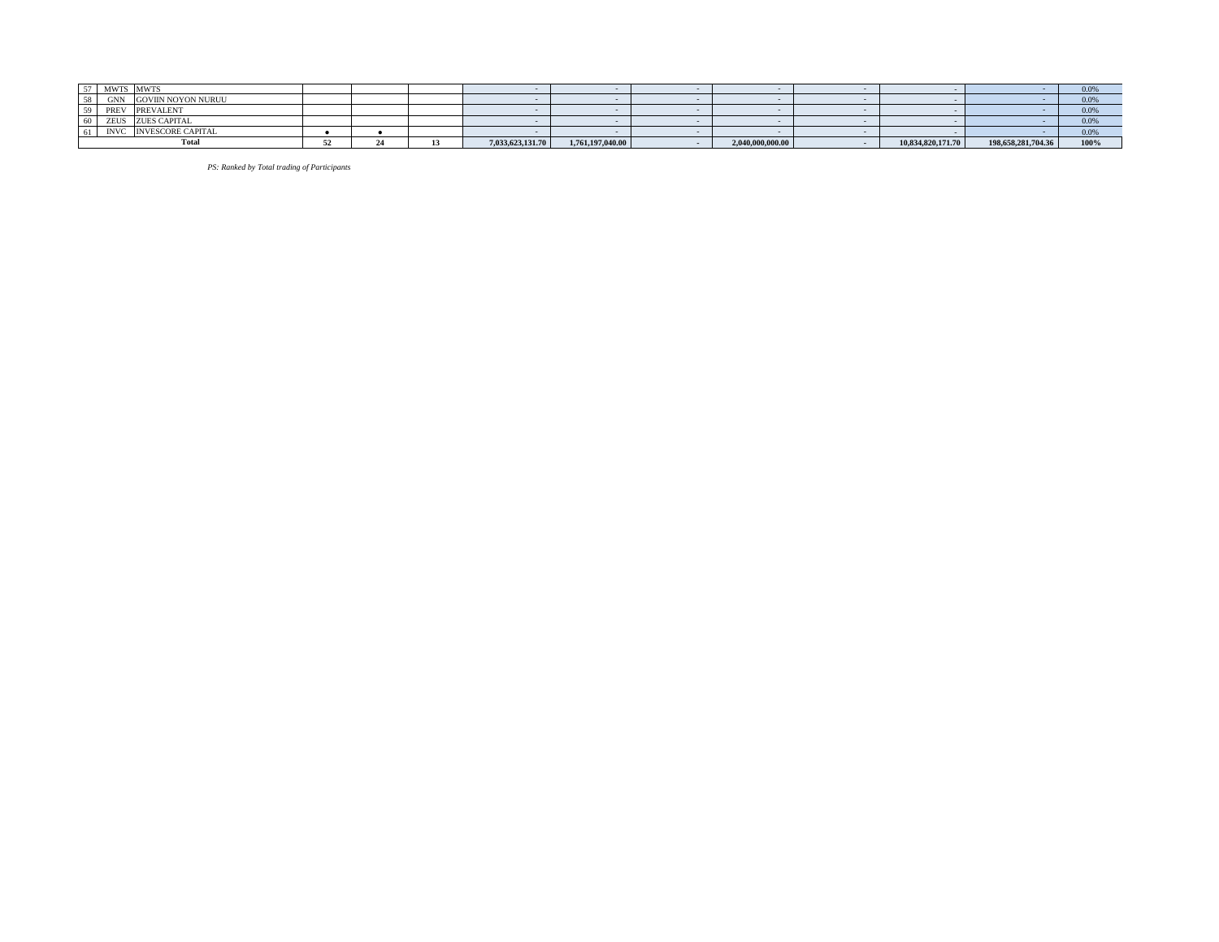| | | | | | | | | | | | | | | |
|---|---|---|---|---|---|---|---|---|---|---|---|---|---|---|
| 57 | MWTS | MWTS | | | | - | - | - | - | - | - | - | 0.0% |
| 58 | GNN | GOVIIN NOYON NURUU | | | | - | - | - | - | - | - | - | 0.0% |
| 59 | PREV | PREVALENT | | | | - | - | - | - | - | - | - | 0.0% |
| 60 | ZEUS | ZUES CAPITAL | | | | - | - | - | - | - | - | - | 0.0% |
| 61 | INVC | INVESCORE CAPITAL | ● | ● | | - | - | - | - | - | - | - | 0.0% |
| **Total** | | | **52** | **24** | **13** | **7,033,623,131.70** | **1,761,197,040.00** | **-** | **2,040,000,000.00** | **-** | **10,834,820,171.70** | **198,658,281,704.36** | **100%** |

*PS: Ranked by Total trading of Participants*